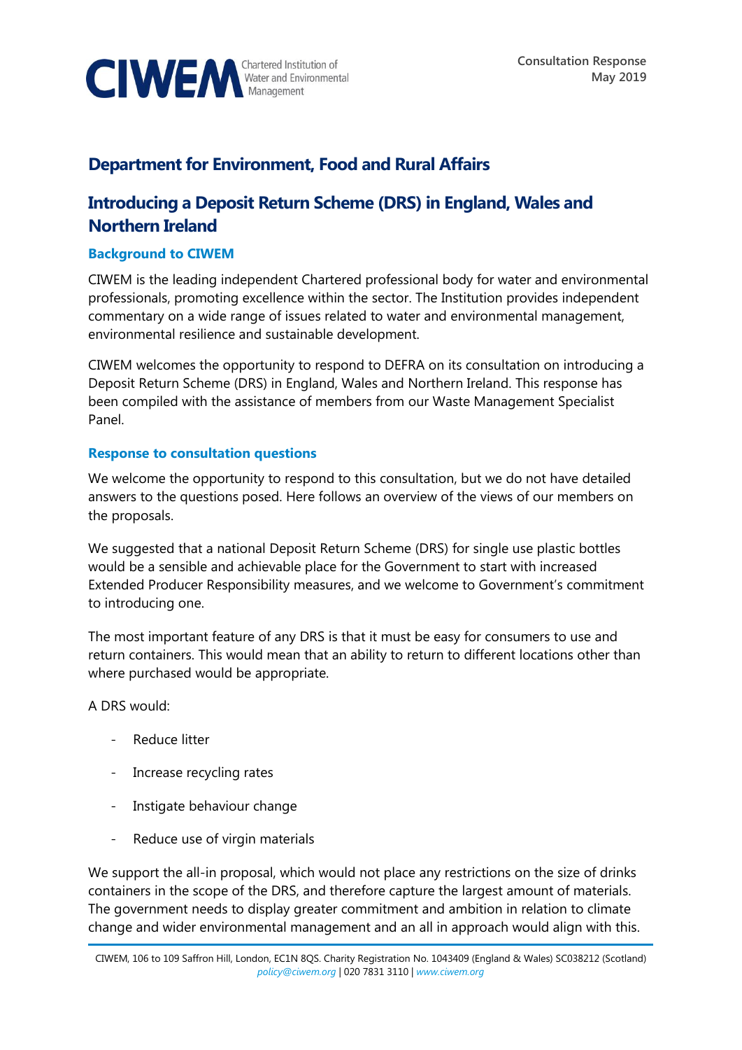CIWEM Chartered Institution of Water and Environmental Management

Consultation Response
May 2019

## Department for Environment, Food and Rural Affairs

## Introducing a Deposit Return Scheme (DRS) in England, Wales and Northern Ireland

### Background to CIWEM

CIWEM is the leading independent Chartered professional body for water and environmental professionals, promoting excellence within the sector. The Institution provides independent commentary on a wide range of issues related to water and environmental management, environmental resilience and sustainable development.

CIWEM welcomes the opportunity to respond to DEFRA on its consultation on introducing a Deposit Return Scheme (DRS) in England, Wales and Northern Ireland. This response has been compiled with the assistance of members from our Waste Management Specialist Panel.

### Response to consultation questions

We welcome the opportunity to respond to this consultation, but we do not have detailed answers to the questions posed. Here follows an overview of the views of our members on the proposals.

We suggested that a national Deposit Return Scheme (DRS) for single use plastic bottles would be a sensible and achievable place for the Government to start with increased Extended Producer Responsibility measures, and we welcome to Government's commitment to introducing one.

The most important feature of any DRS is that it must be easy for consumers to use and return containers. This would mean that an ability to return to different locations other than where purchased would be appropriate.

A DRS would:

- Reduce litter
- Increase recycling rates
- Instigate behaviour change
- Reduce use of virgin materials

We support the all-in proposal, which would not place any restrictions on the size of drinks containers in the scope of the DRS, and therefore capture the largest amount of materials. The government needs to display greater commitment and ambition in relation to climate change and wider environmental management and an all in approach would align with this.

CIWEM, 106 to 109 Saffron Hill, London, EC1N 8QS. Charity Registration No. 1043409 (England & Wales) SC038212 (Scotland)
policy@ciwem.org | 020 7831 3110 | www.ciwem.org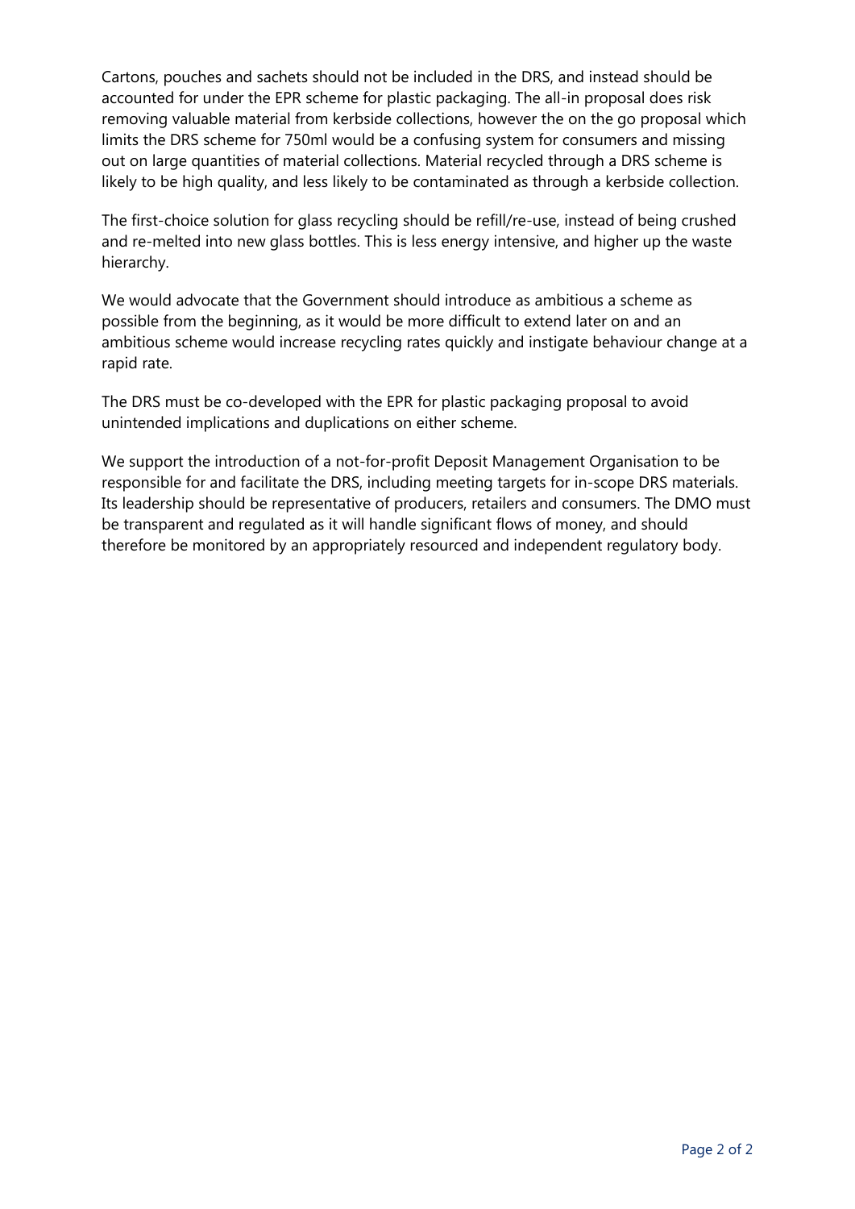Cartons, pouches and sachets should not be included in the DRS, and instead should be accounted for under the EPR scheme for plastic packaging. The all-in proposal does risk removing valuable material from kerbside collections, however the on the go proposal which limits the DRS scheme for 750ml would be a confusing system for consumers and missing out on large quantities of material collections. Material recycled through a DRS scheme is likely to be high quality, and less likely to be contaminated as through a kerbside collection.

The first-choice solution for glass recycling should be refill/re-use, instead of being crushed and re-melted into new glass bottles. This is less energy intensive, and higher up the waste hierarchy.

We would advocate that the Government should introduce as ambitious a scheme as possible from the beginning, as it would be more difficult to extend later on and an ambitious scheme would increase recycling rates quickly and instigate behaviour change at a rapid rate.

The DRS must be co-developed with the EPR for plastic packaging proposal to avoid unintended implications and duplications on either scheme.

We support the introduction of a not-for-profit Deposit Management Organisation to be responsible for and facilitate the DRS, including meeting targets for in-scope DRS materials. Its leadership should be representative of producers, retailers and consumers. The DMO must be transparent and regulated as it will handle significant flows of money, and should therefore be monitored by an appropriately resourced and independent regulatory body.